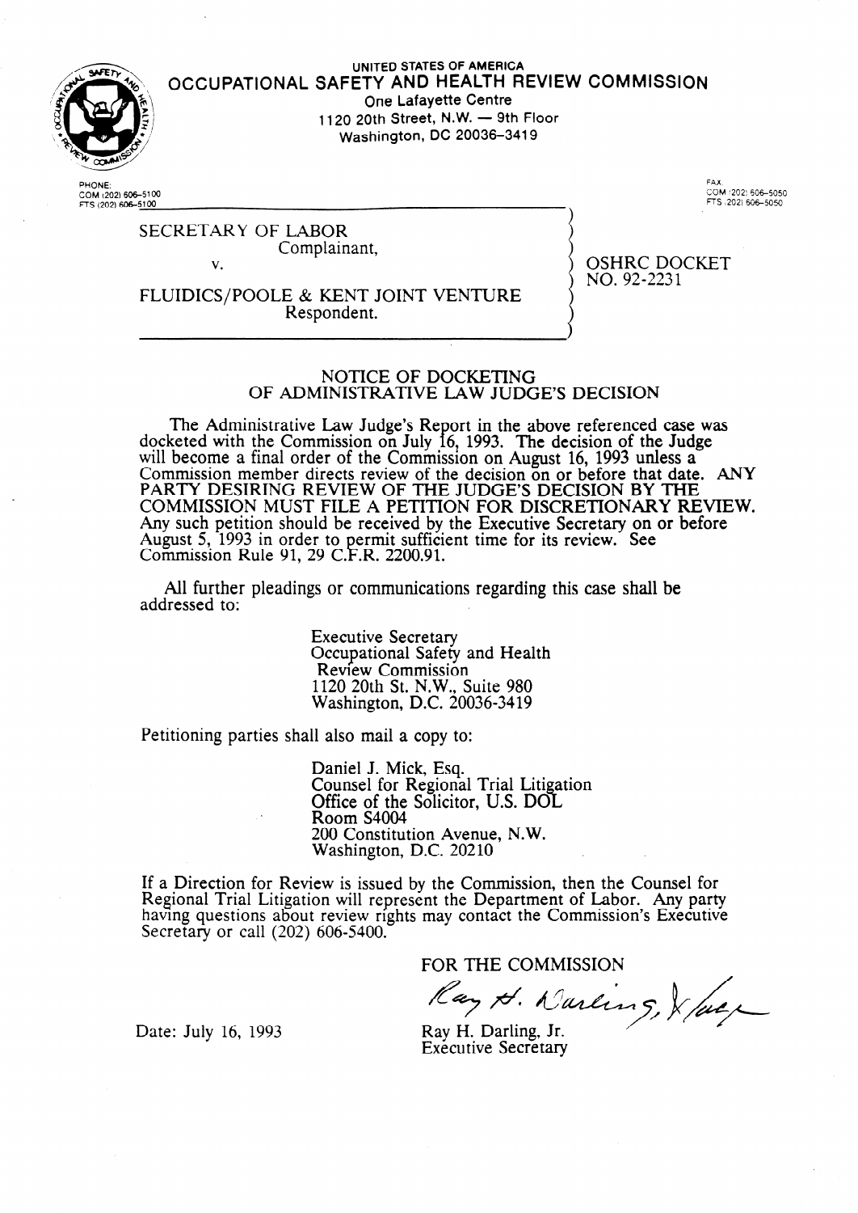UNITED STATES OF AMERICA

# OCCUPATIONAL SAFETY AND HEALTH REVIEW COMMISSION

One Lafayette Centre
1120 20th Street, N.W. — 9th Floor
Washington, DC 20036-3419

PHONE:
COM (202) 606-5100
FTS (202) 606-5100

FAX:
COM (202) 606-5050
FTS (202) 606-5050

SECRETARY OF LABOR
Complainant,

v.

FLUIDICS/POOLE & KENT JOINT VENTURE
Respondent.

OSHRC DOCKET
NO. 92-2231

## NOTICE OF DOCKETING OF ADMINISTRATIVE LAW JUDGE'S DECISION

The Administrative Law Judge's Report in the above referenced case was docketed with the Commission on July 16, 1993. The decision of the Judge will become a final order of the Commission on August 16, 1993 unless a Commission member directs review of the decision on or before that date. ANY PARTY DESIRING REVIEW OF THE JUDGE'S DECISION BY THE COMMISSION MUST FILE A PETITION FOR DISCRETIONARY REVIEW. Any such petition should be received by the Executive Secretary on or before August 5, 1993 in order to permit sufficient time for its review. See Commission Rule 91, 29 C.F.R. 2200.91.

All further pleadings or communications regarding this case shall be addressed to:

Executive Secretary
Occupational Safety and Health Review Commission
1120 20th St. N.W., Suite 980
Washington, D.C. 20036-3419

Petitioning parties shall also mail a copy to:

Daniel J. Mick, Esq.
Counsel for Regional Trial Litigation
Office of the Solicitor, U.S. DOL
Room S4004
200 Constitution Avenue, N.W.
Washington, D.C. 20210

If a Direction for Review is issued by the Commission, then the Counsel for Regional Trial Litigation will represent the Department of Labor. Any party having questions about review rights may contact the Commission's Executive Secretary or call (202) 606-5400.

FOR THE COMMISSION

Ray H. Darling, Jr.
Executive Secretary

Date: July 16, 1993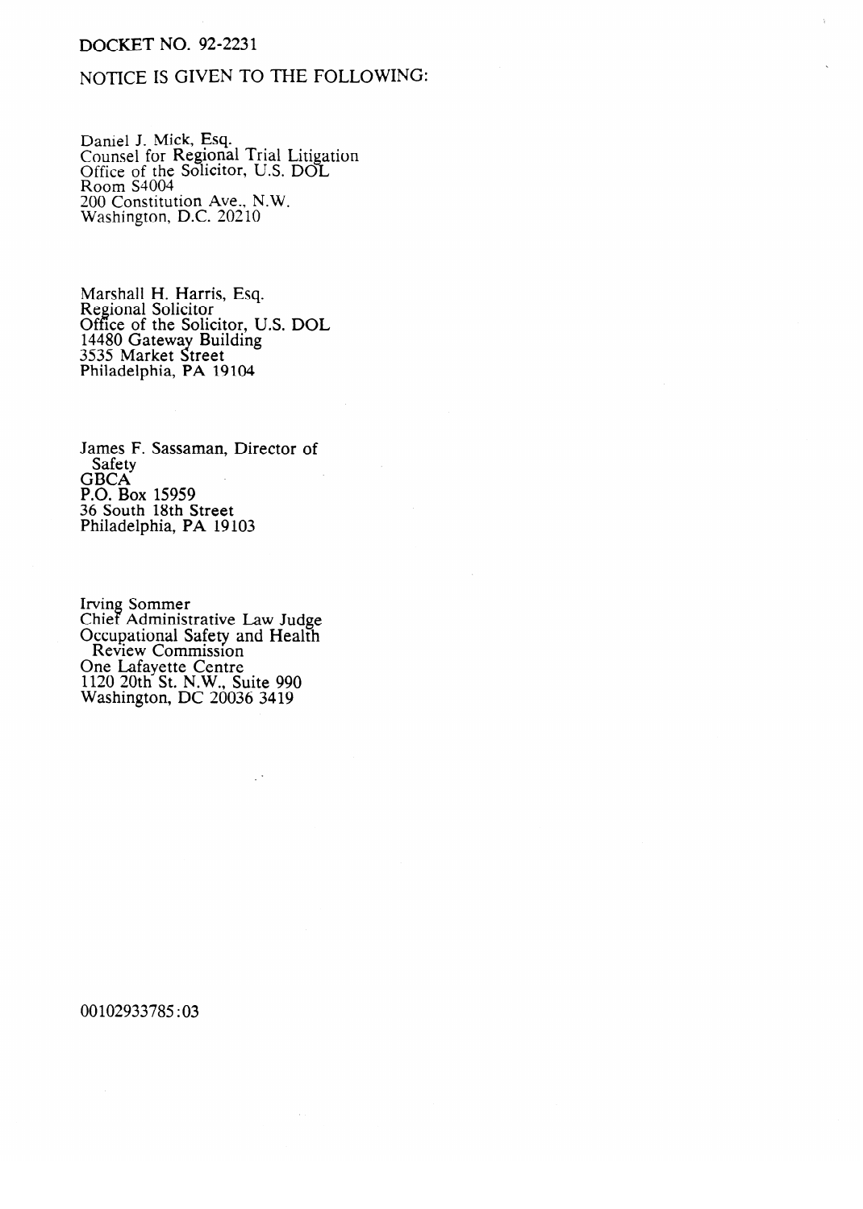DOCKET NO. 92-2231

NOTICE IS GIVEN TO THE FOLLOWING:

Daniel J. Mick, Esq.
Counsel for Regional Trial Litigation
Office of the Solicitor, U.S. DOL
Room S4004
200 Constitution Ave., N.W.
Washington, D.C. 20210

Marshall H. Harris, Esq.
Regional Solicitor
Office of the Solicitor, U.S. DOL
14480 Gateway Building
3535 Market Street
Philadelphia, PA 19104

James F. Sassaman, Director of Safety
GBCA
P.O. Box 15959
36 South 18th Street
Philadelphia, PA 19103

Irving Sommer
Chief Administrative Law Judge
Occupational Safety and Health Review Commission
One Lafayette Centre
1120 20th St. N.W., Suite 990
Washington, DC 20036 3419

00102933785:03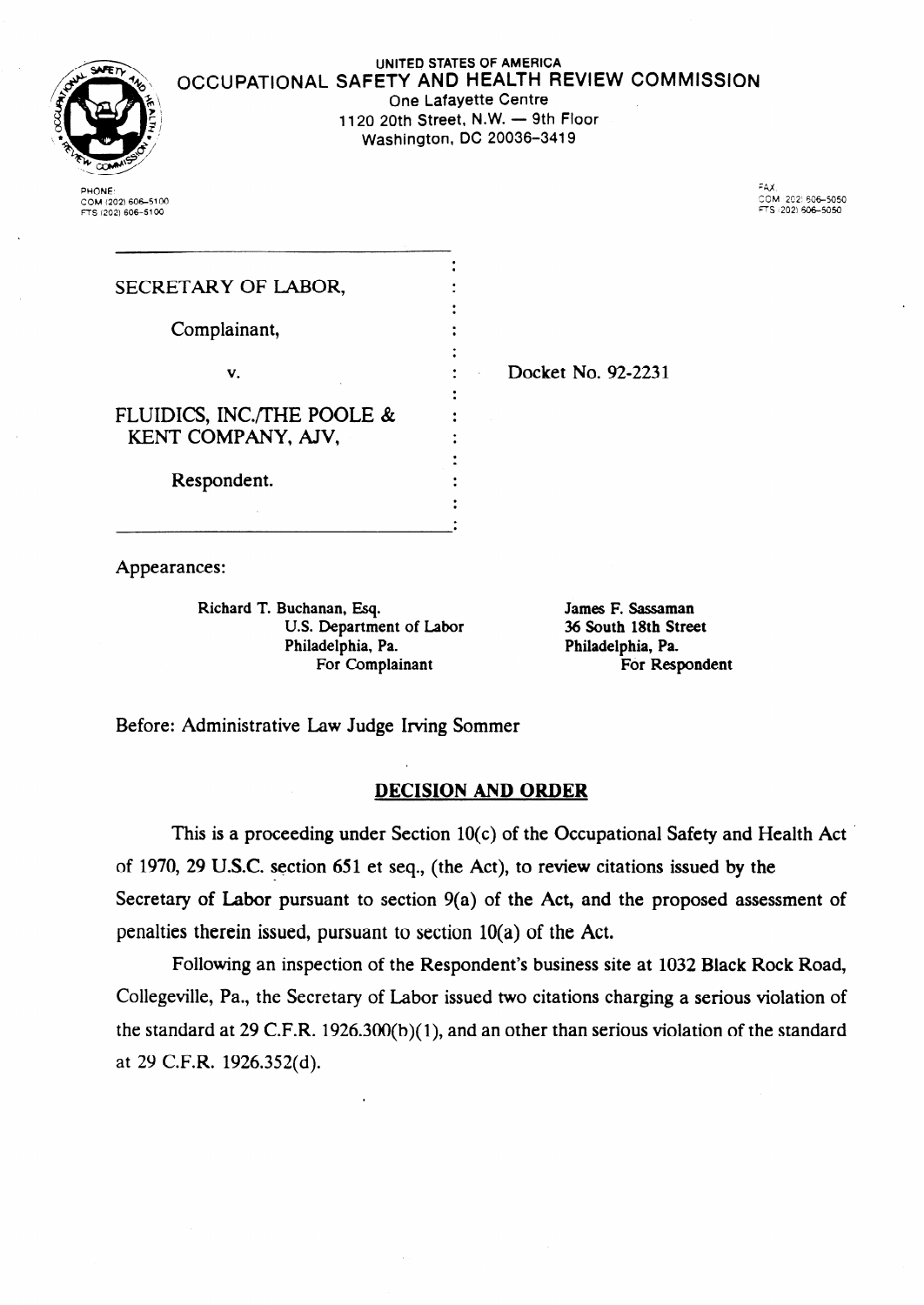UNITED STATES OF AMERICA

# OCCUPATIONAL SAFETY AND HEALTH REVIEW COMMISSION

One Lafayette Centre
1120 20th Street, N.W. — 9th Floor
Washington, DC 20036-3419

PHONE:
COM (202) 606-5100
FTS (202) 606-5100

FAX:
COM (202) 606-5050
FTS (202) 606-5050

SECRETARY OF LABOR,

Complainant,

v.

FLUIDICS, INC./THE POOLE & KENT COMPANY, AJV,

Respondent.

Docket No. 92-2231

Appearances:

Richard T. Buchanan, Esq.
U.S. Department of Labor
Philadelphia, Pa.
For Complainant

James F. Sassaman
36 South 18th Street
Philadelphia, Pa.
For Respondent

Before: Administrative Law Judge Irving Sommer

## DECISION AND ORDER

This is a proceeding under Section 10(c) of the Occupational Safety and Health Act of 1970, 29 U.S.C. section 651 et seq., (the Act), to review citations issued by the Secretary of Labor pursuant to section 9(a) of the Act, and the proposed assessment of penalties therein issued, pursuant to section 10(a) of the Act.

Following an inspection of the Respondent's business site at 1032 Black Rock Road, Collegeville, Pa., the Secretary of Labor issued two citations charging a serious violation of the standard at 29 C.F.R. 1926.300(b)(1), and an other than serious violation of the standard at 29 C.F.R. 1926.352(d).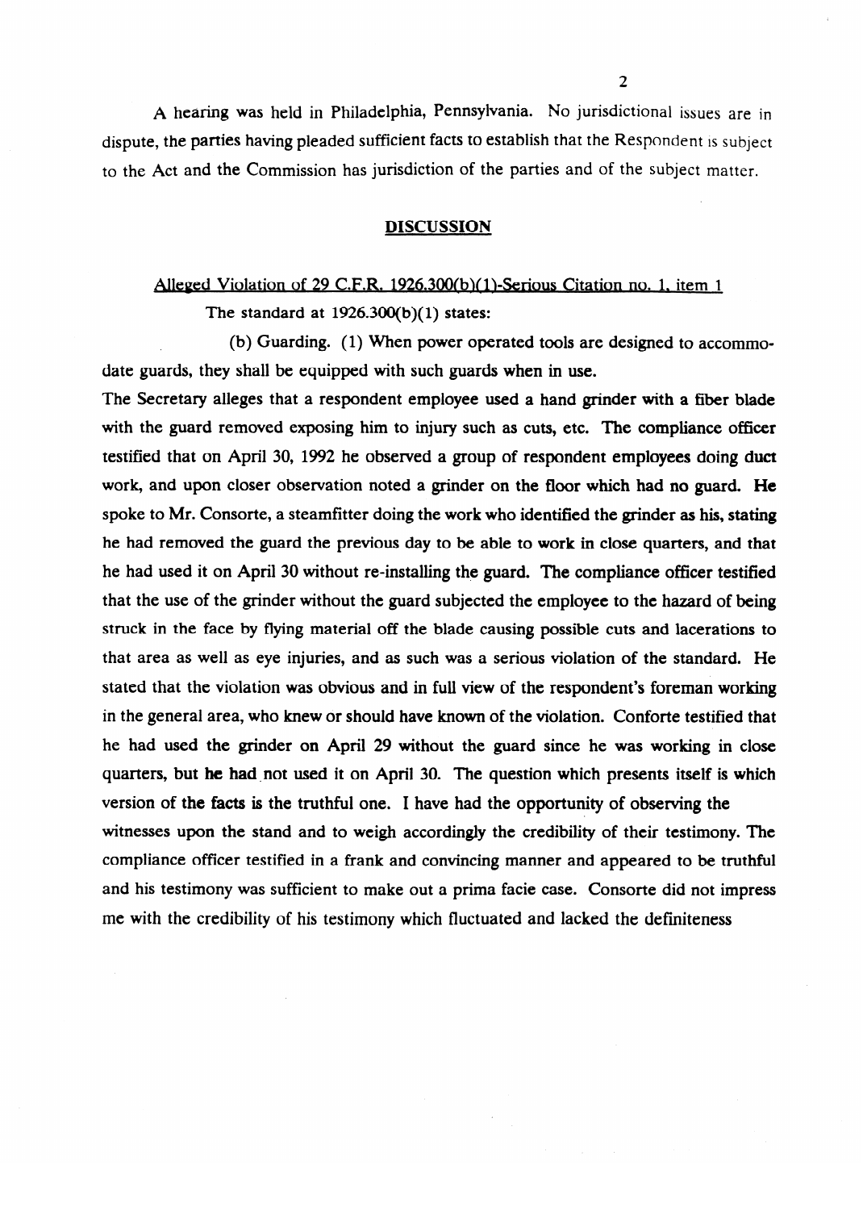A hearing was held in Philadelphia, Pennsylvania. No jurisdictional issues are in dispute, the parties having pleaded sufficient facts to establish that the Respondent is subject to the Act and the Commission has jurisdiction of the parties and of the subject matter.

## DISCUSSION

Alleged Violation of 29 C.F.R. 1926.300(b)(1)-Serious Citation no. 1, item 1

The standard at 1926.300(b)(1) states:

> (b) Guarding. (1) When power operated tools are designed to accommodate guards, they shall be equipped with such guards when in use.

The Secretary alleges that a respondent employee used a hand grinder with a fiber blade with the guard removed exposing him to injury such as cuts, etc. The compliance officer testified that on April 30, 1992 he observed a group of respondent employees doing duct work, and upon closer observation noted a grinder on the floor which had no guard. He spoke to Mr. Consorte, a steamfitter doing the work who identified the grinder as his, stating he had removed the guard the previous day to be able to work in close quarters, and that he had used it on April 30 without re-installing the guard. The compliance officer testified that the use of the grinder without the guard subjected the employee to the hazard of being struck in the face by flying material off the blade causing possible cuts and lacerations to that area as well as eye injuries, and as such was a serious violation of the standard. He stated that the violation was obvious and in full view of the respondent's foreman working in the general area, who knew or should have known of the violation. Conforte testified that he had used the grinder on April 29 without the guard since he was working in close quarters, but he had not used it on April 30. The question which presents itself is which version of the facts is the truthful one. I have had the opportunity of observing the witnesses upon the stand and to weigh accordingly the credibility of their testimony. The compliance officer testified in a frank and convincing manner and appeared to be truthful and his testimony was sufficient to make out a prima facie case. Consorte did not impress me with the credibility of his testimony which fluctuated and lacked the definiteness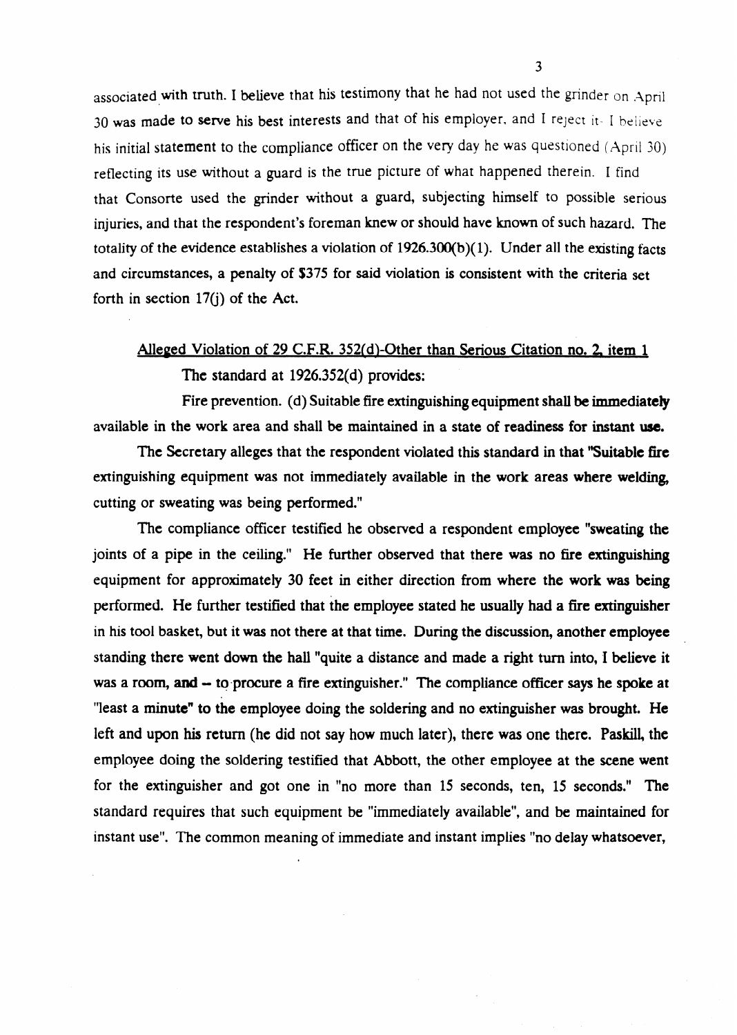associated with truth. I believe that his testimony that he had not used the grinder on April 30 was made to serve his best interests and that of his employer, and I reject it. I believe his initial statement to the compliance officer on the very day he was questioned (April 30) reflecting its use without a guard is the true picture of what happened therein. I find that Consorte used the grinder without a guard, subjecting himself to possible serious injuries, and that the respondent's foreman knew or should have known of such hazard. The totality of the evidence establishes a violation of 1926.300(b)(1). Under all the existing facts and circumstances, a penalty of $375 for said violation is consistent with the criteria set forth in section 17(j) of the Act.

## Alleged Violation of 29 C.F.R. 352(d)-Other than Serious Citation no. 2, item 1

The standard at 1926.352(d) provides:

Fire prevention. (d) Suitable fire extinguishing equipment shall be immediately available in the work area and shall be maintained in a state of readiness for instant use.

The Secretary alleges that the respondent violated this standard in that "Suitable fire extinguishing equipment was not immediately available in the work areas where welding, cutting or sweating was being performed."

The compliance officer testified he observed a respondent employee "sweating the joints of a pipe in the ceiling." He further observed that there was no fire extinguishing equipment for approximately 30 feet in either direction from where the work was being performed. He further testified that the employee stated he usually had a fire extinguisher in his tool basket, but it was not there at that time. During the discussion, another employee standing there went down the hall "quite a distance and made a right turn into, I believe it was a room, and -- to procure a fire extinguisher." The compliance officer says he spoke at "least a minute" to the employee doing the soldering and no extinguisher was brought. He left and upon his return (he did not say how much later), there was one there. Paskill, the employee doing the soldering testified that Abbott, the other employee at the scene went for the extinguisher and got one in "no more than 15 seconds, ten, 15 seconds." The standard requires that such equipment be "immediately available", and be maintained for instant use". The common meaning of immediate and instant implies "no delay whatsoever,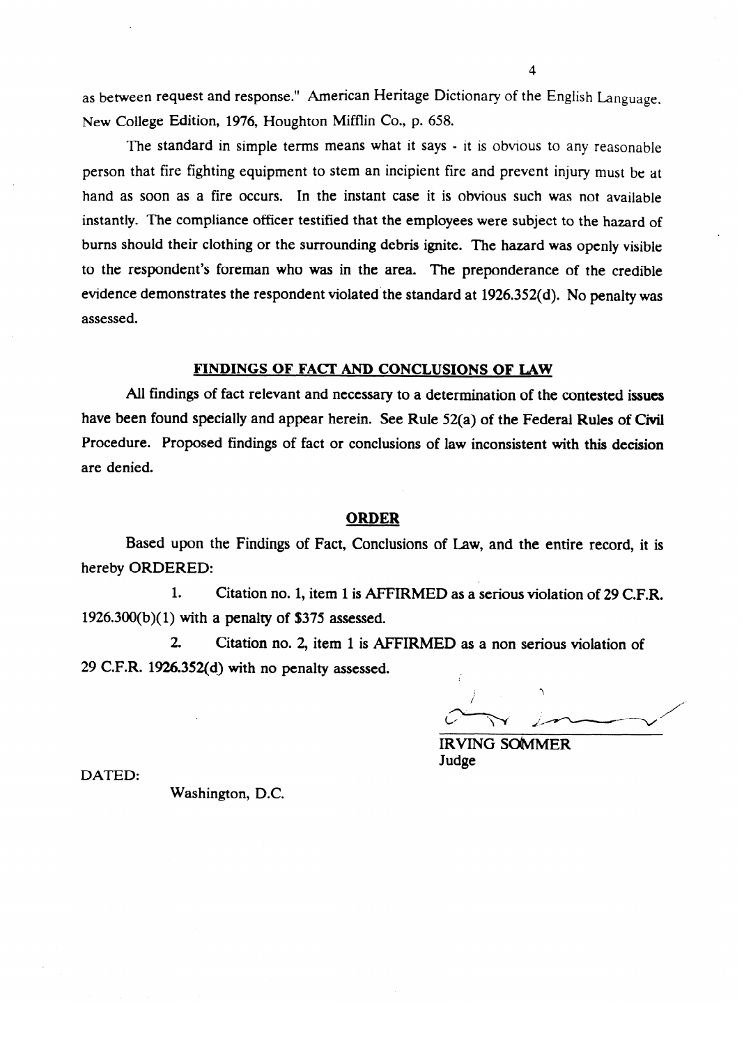as between request and response." American Heritage Dictionary of the English Language. New College Edition, 1976, Houghton Mifflin Co., p. 658.

The standard in simple terms means what it says - it is obvious to any reasonable person that fire fighting equipment to stem an incipient fire and prevent injury must be at hand as soon as a fire occurs. In the instant case it is obvious such was not available instantly. The compliance officer testified that the employees were subject to the hazard of burns should their clothing or the surrounding debris ignite. The hazard was openly visible to the respondent's foreman who was in the area. The preponderance of the credible evidence demonstrates the respondent violated the standard at 1926.352(d). No penalty was assessed.

## FINDINGS OF FACT AND CONCLUSIONS OF LAW

All findings of fact relevant and necessary to a determination of the contested issues have been found specially and appear herein. See Rule 52(a) of the Federal Rules of Civil Procedure. Proposed findings of fact or conclusions of law inconsistent with this decision are denied.

## ORDER

Based upon the Findings of Fact, Conclusions of Law, and the entire record, it is hereby ORDERED:

1. Citation no. 1, item 1 is AFFIRMED as a serious violation of 29 C.F.R. 1926.300(b)(1) with a penalty of $375 assessed.

2. Citation no. 2, item 1 is AFFIRMED as a non serious violation of 29 C.F.R. 1926.352(d) with no penalty assessed.

IRVING SOMMER
Judge

DATED:

Washington, D.C.